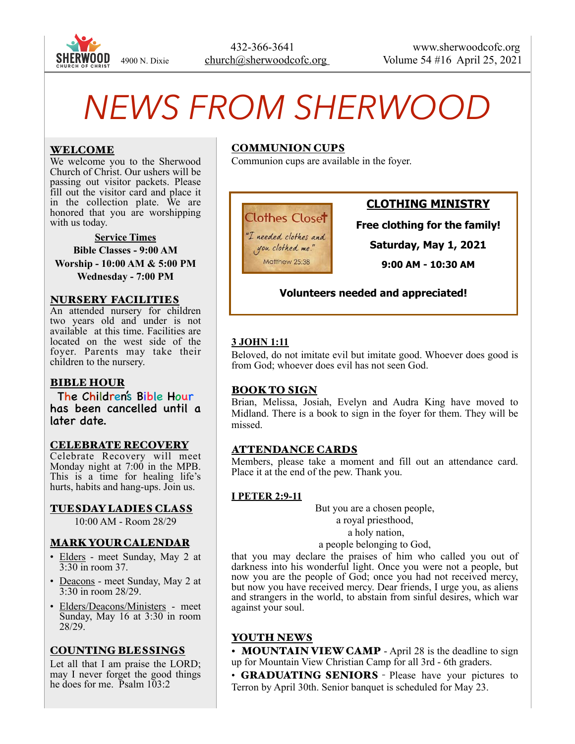SHERWOOD CHURCH OF CHRIST

4900 N. Dixie

432-366-3641
church@sherwoodcofc.org

www.sherwoodcofc.org
Volume 54 #16 April 25, 2021

# NEWS FROM SHERWOOD

## WELCOME

We welcome you to the Sherwood Church of Christ. Our ushers will be passing out visitor packets. Please fill out the visitor card and place it in the collection plate. We are honored that you are worshipping with us today.

**Service Times**

**Bible Classes - 9:00 AM**

**Worship - 10:00 AM & 5:00 PM**

**Wednesday - 7:00 PM**

## NURSERY FACILITIES

An attended nursery for children two years old and under is not available at this time. Facilities are located on the west side of the foyer. Parents may take their children to the nursery.

## BIBLE HOUR

The Children's Bible Hour has been cancelled until a later date.

## CELEBRATE RECOVERY

Celebrate Recovery will meet Monday night at 7:00 in the MPB. This is a time for healing life's hurts, habits and hang-ups. Join us.

## TUESDAY LADIES CLASS

10:00 AM - Room 28/29

## MARK YOUR CALENDAR

- Elders - meet Sunday, May 2 at 3:30 in room 37.
- Deacons - meet Sunday, May 2 at 3:30 in room 28/29.
- Elders/Deacons/Ministers - meet Sunday, May 16 at 3:30 in room 28/29.

## COUNTING BLESSINGS

Let all that I am praise the LORD; may I never forget the good things he does for me. Psalm 103:2

## COMMUNION CUPS

Communion cups are available in the foyer.

## CLOTHING MINISTRY

Clothes Closet
*"I needed clothes and you clothed me."*
Matthew 25:38

**Free clothing for the family!**

**Saturday, May 1, 2021**

**9:00 AM - 10:30 AM**

**Volunteers needed and appreciated!**

## 3 JOHN 1:11

Beloved, do not imitate evil but imitate good. Whoever does good is from God; whoever does evil has not seen God.

## BOOK TO SIGN

Brian, Melissa, Josiah, Evelyn and Audra King have moved to Midland. There is a book to sign in the foyer for them. They will be missed.

## ATTENDANCE CARDS

Members, please take a moment and fill out an attendance card. Place it at the end of the pew. Thank you.

## I PETER 2:9-11

But you are a chosen people,
a royal priesthood,
a holy nation,
a people belonging to God,

that you may declare the praises of him who called you out of darkness into his wonderful light. Once you were not a people, but now you are the people of God; once you had not received mercy, but now you have received mercy. Dear friends, I urge you, as aliens and strangers in the world, to abstain from sinful desires, which war against your soul.

## YOUTH NEWS

- **MOUNTAIN VIEW CAMP** - April 28 is the deadline to sign up for Mountain View Christian Camp for all 3rd - 6th graders.
- **GRADUATING SENIORS** - Please have your pictures to Terron by April 30th. Senior banquet is scheduled for May 23.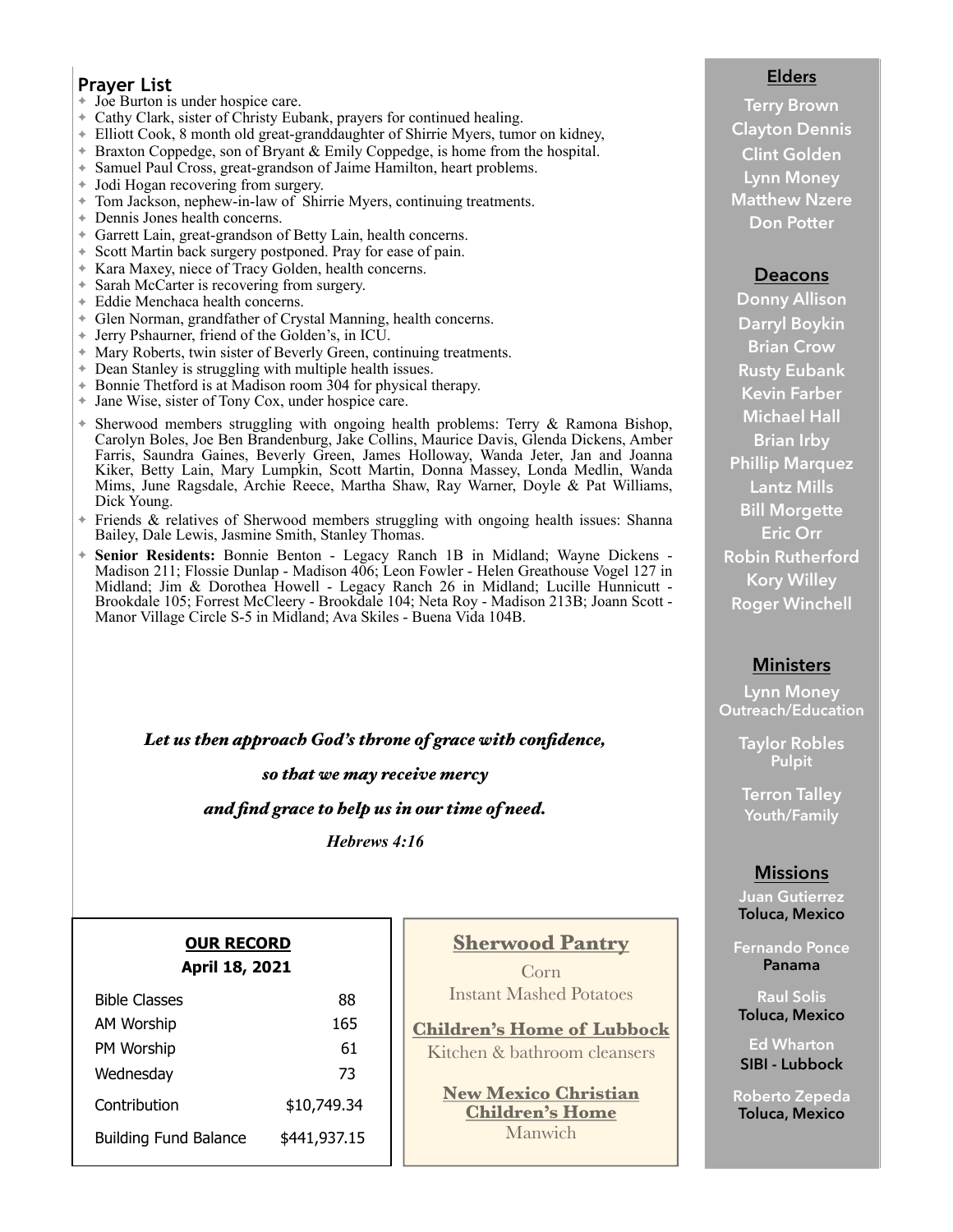## Prayer List

- Joe Burton is under hospice care.
- Cathy Clark, sister of Christy Eubank, prayers for continued healing.
- Elliott Cook, 8 month old great-granddaughter of Shirrie Myers, tumor on kidney,
- Braxton Coppedge, son of Bryant & Emily Coppedge, is home from the hospital.
- Samuel Paul Cross, great-grandson of Jaime Hamilton, heart problems.
- Jodi Hogan recovering from surgery.
- Tom Jackson, nephew-in-law of Shirrie Myers, continuing treatments.
- Dennis Jones health concerns.
- Garrett Lain, great-grandson of Betty Lain, health concerns.
- Scott Martin back surgery postponed. Pray for ease of pain.
- Kara Maxey, niece of Tracy Golden, health concerns.
- Sarah McCarter is recovering from surgery.
- Eddie Menchaca health concerns.
- Glen Norman, grandfather of Crystal Manning, health concerns.
- Jerry Pshaurner, friend of the Golden's, in ICU.
- Mary Roberts, twin sister of Beverly Green, continuing treatments.
- Dean Stanley is struggling with multiple health issues.
- Bonnie Thetford is at Madison room 304 for physical therapy.
- Jane Wise, sister of Tony Cox, under hospice care.
- Sherwood members struggling with ongoing health problems: Terry & Ramona Bishop, Carolyn Boles, Joe Ben Brandenburg, Jake Collins, Maurice Davis, Glenda Dickens, Amber Farris, Saundra Gaines, Beverly Green, James Holloway, Wanda Jeter, Jan and Joanna Kiker, Betty Lain, Mary Lumpkin, Scott Martin, Donna Massey, Londa Medlin, Wanda Mims, June Ragsdale, Archie Reece, Martha Shaw, Ray Warner, Doyle & Pat Williams, Dick Young.
- Friends & relatives of Sherwood members struggling with ongoing health issues: Shanna Bailey, Dale Lewis, Jasmine Smith, Stanley Thomas.
- **Senior Residents:** Bonnie Benton - Legacy Ranch 1B in Midland; Wayne Dickens - Madison 211; Flossie Dunlap - Madison 406; Leon Fowler - Helen Greathouse Vogel 127 in Midland; Jim & Dorothea Howell - Legacy Ranch 26 in Midland; Lucille Hunnicutt - Brookdale 105; Forrest McCleery - Brookdale 104; Neta Roy - Madison 213B; Joann Scott - Manor Village Circle S-5 in Midland; Ava Skiles - Buena Vida 104B.

*Let us then approach God's throne of grace with confidence,*

*so that we may receive mercy*

*and find grace to help us in our time of need.*

*Hebrews 4:16*

**OUR RECORD**
**April 18, 2021**

| | |
|---|---|
| Bible Classes | 88 |
| AM Worship | 165 |
| PM Worship | 61 |
| Wednesday | 73 |
| Contribution | $10,749.34 |
| Building Fund Balance | $441,937.15 |

**Sherwood Pantry**

Corn
Instant Mashed Potatoes

**Children's Home of Lubbock**

Kitchen & bathroom cleansers

**New Mexico Christian Children's Home**

Manwich

### Elders

Terry Brown
Clayton Dennis
Clint Golden
Lynn Money
Matthew Nzere
Don Potter

### Deacons

Donny Allison
Darryl Boykin
Brian Crow
Rusty Eubank
Kevin Farber
Michael Hall
Brian Irby
Phillip Marquez
Lantz Mills
Bill Morgette
Eric Orr
Robin Rutherford
Kory Willey
Roger Winchell

### Ministers

Lynn Money
Outreach/Education

Taylor Robles
Pulpit

Terron Talley
Youth/Family

### Missions

Juan Gutierrez
Toluca, Mexico

Fernando Ponce
Panama

Raul Solis
Toluca, Mexico

Ed Wharton
SIBI - Lubbock

Roberto Zepeda
Toluca, Mexico